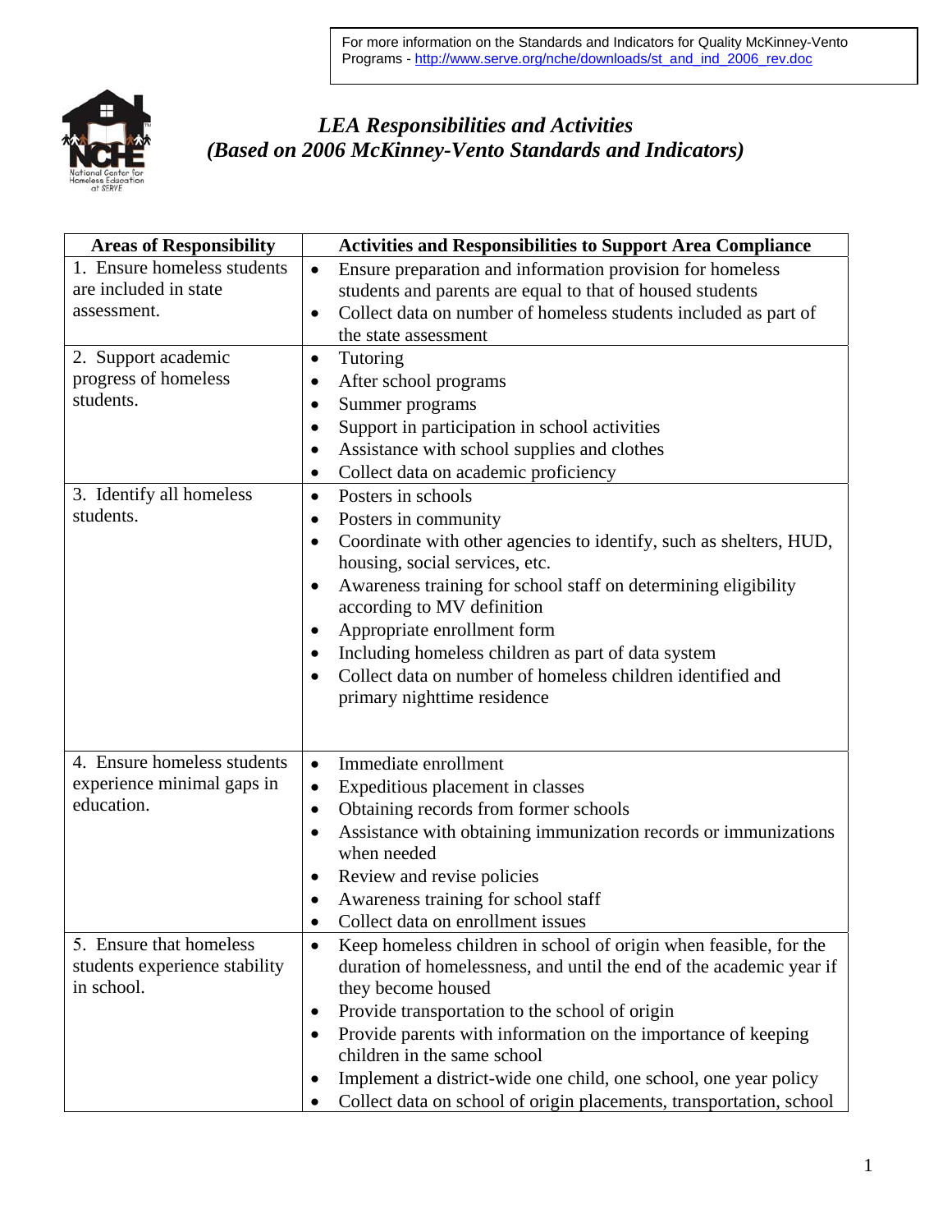For more information on the Standards and Indicators for Quality McKinney-Vento Programs - http://www.serve.org/nche/downloads/st_and_ind_2006_rev.doc

# *LEA Responsibilities and Activities (Based on 2006 McKinney-Vento Standards and Indicators)*

| Areas of Responsibility | Activities and Responsibilities to Support Area Compliance |
|---|---|
| 1. Ensure homeless students are included in state assessment. | • Ensure preparation and information provision for homeless students and parents are equal to that of housed students<br>• Collect data on number of homeless students included as part of the state assessment |
| 2. Support academic progress of homeless students. | • Tutoring<br>• After school programs<br>• Summer programs<br>• Support in participation in school activities<br>• Assistance with school supplies and clothes<br>• Collect data on academic proficiency |
| 3. Identify all homeless students. | • Posters in schools<br>• Posters in community<br>• Coordinate with other agencies to identify, such as shelters, HUD, housing, social services, etc.<br>• Awareness training for school staff on determining eligibility according to MV definition<br>• Appropriate enrollment form<br>• Including homeless children as part of data system<br>• Collect data on number of homeless children identified and primary nighttime residence |
| 4. Ensure homeless students experience minimal gaps in education. | • Immediate enrollment<br>• Expeditious placement in classes<br>• Obtaining records from former schools<br>• Assistance with obtaining immunization records or immunizations when needed<br>• Review and revise policies<br>• Awareness training for school staff<br>• Collect data on enrollment issues |
| 5. Ensure that homeless students experience stability in school. | • Keep homeless children in school of origin when feasible, for the duration of homelessness, and until the end of the academic year if they become housed<br>• Provide transportation to the school of origin<br>• Provide parents with information on the importance of keeping children in the same school<br>• Implement a district-wide one child, one school, one year policy<br>• Collect data on school of origin placements, transportation, school |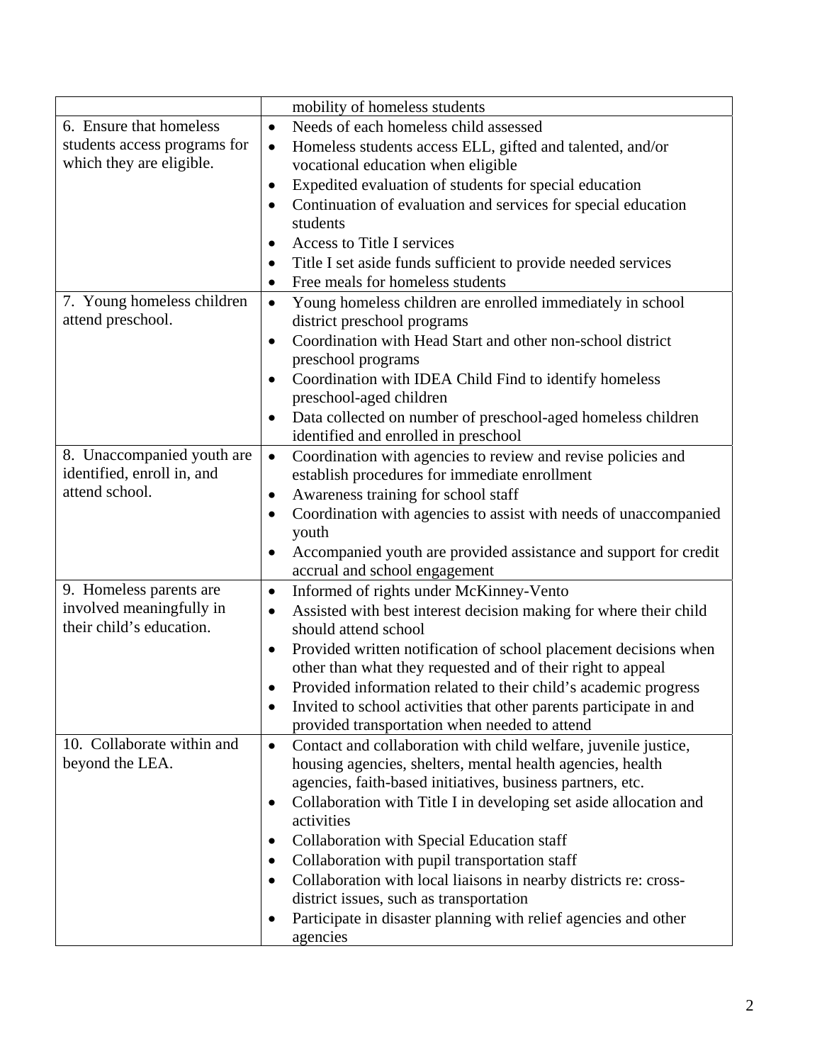| | |
|---|---|
| | mobility of homeless students |
| 6. Ensure that homeless students access programs for which they are eligible. | • Needs of each homeless child assessed<br>• Homeless students access ELL, gifted and talented, and/or vocational education when eligible<br>• Expedited evaluation of students for special education<br>• Continuation of evaluation and services for special education students<br>• Access to Title I services<br>• Title I set aside funds sufficient to provide needed services<br>• Free meals for homeless students |
| 7. Young homeless children attend preschool. | • Young homeless children are enrolled immediately in school district preschool programs<br>• Coordination with Head Start and other non-school district preschool programs<br>• Coordination with IDEA Child Find to identify homeless preschool-aged children<br>• Data collected on number of preschool-aged homeless children identified and enrolled in preschool |
| 8. Unaccompanied youth are identified, enroll in, and attend school. | • Coordination with agencies to review and revise policies and establish procedures for immediate enrollment<br>• Awareness training for school staff<br>• Coordination with agencies to assist with needs of unaccompanied youth<br>• Accompanied youth are provided assistance and support for credit accrual and school engagement |
| 9. Homeless parents are involved meaningfully in their child's education. | • Informed of rights under McKinney-Vento<br>• Assisted with best interest decision making for where their child should attend school<br>• Provided written notification of school placement decisions when other than what they requested and of their right to appeal<br>• Provided information related to their child's academic progress<br>• Invited to school activities that other parents participate in and provided transportation when needed to attend |
| 10. Collaborate within and beyond the LEA. | • Contact and collaboration with child welfare, juvenile justice, housing agencies, shelters, mental health agencies, health agencies, faith-based initiatives, business partners, etc.<br>• Collaboration with Title I in developing set aside allocation and activities<br>• Collaboration with Special Education staff<br>• Collaboration with pupil transportation staff<br>• Collaboration with local liaisons in nearby districts re: cross-district issues, such as transportation<br>• Participate in disaster planning with relief agencies and other agencies |